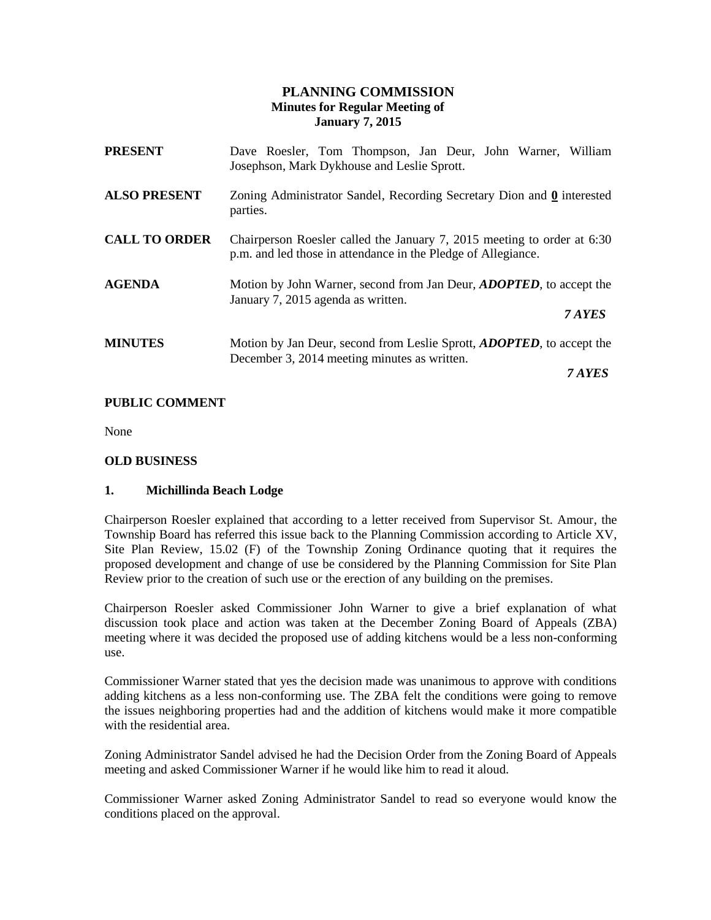# PLANNING COMMISSION
## Minutes for Regular Meeting of
## January 7, 2015

**PRESENT** Dave Roesler, Tom Thompson, Jan Deur, John Warner, William Josephson, Mark Dykhouse and Leslie Sprott.

**ALSO PRESENT** Zoning Administrator Sandel, Recording Secretary Dion and **0** interested parties.

**CALL TO ORDER** Chairperson Roesler called the January 7, 2015 meeting to order at 6:30 p.m. and led those in attendance in the Pledge of Allegiance.

**AGENDA** Motion by John Warner, second from Jan Deur, ***ADOPTED***, to accept the January 7, 2015 agenda as written.

***7 AYES***

**MINUTES** Motion by Jan Deur, second from Leslie Sprott, ***ADOPTED***, to accept the December 3, 2014 meeting minutes as written.

***7 AYES***

**PUBLIC COMMENT**

None

**OLD BUSINESS**

**1. Michillinda Beach Lodge**

Chairperson Roesler explained that according to a letter received from Supervisor St. Amour, the Township Board has referred this issue back to the Planning Commission according to Article XV, Site Plan Review, 15.02 (F) of the Township Zoning Ordinance quoting that it requires the proposed development and change of use be considered by the Planning Commission for Site Plan Review prior to the creation of such use or the erection of any building on the premises.

Chairperson Roesler asked Commissioner John Warner to give a brief explanation of what discussion took place and action was taken at the December Zoning Board of Appeals (ZBA) meeting where it was decided the proposed use of adding kitchens would be a less non-conforming use.

Commissioner Warner stated that yes the decision made was unanimous to approve with conditions adding kitchens as a less non-conforming use. The ZBA felt the conditions were going to remove the issues neighboring properties had and the addition of kitchens would make it more compatible with the residential area.

Zoning Administrator Sandel advised he had the Decision Order from the Zoning Board of Appeals meeting and asked Commissioner Warner if he would like him to read it aloud.

Commissioner Warner asked Zoning Administrator Sandel to read so everyone would know the conditions placed on the approval.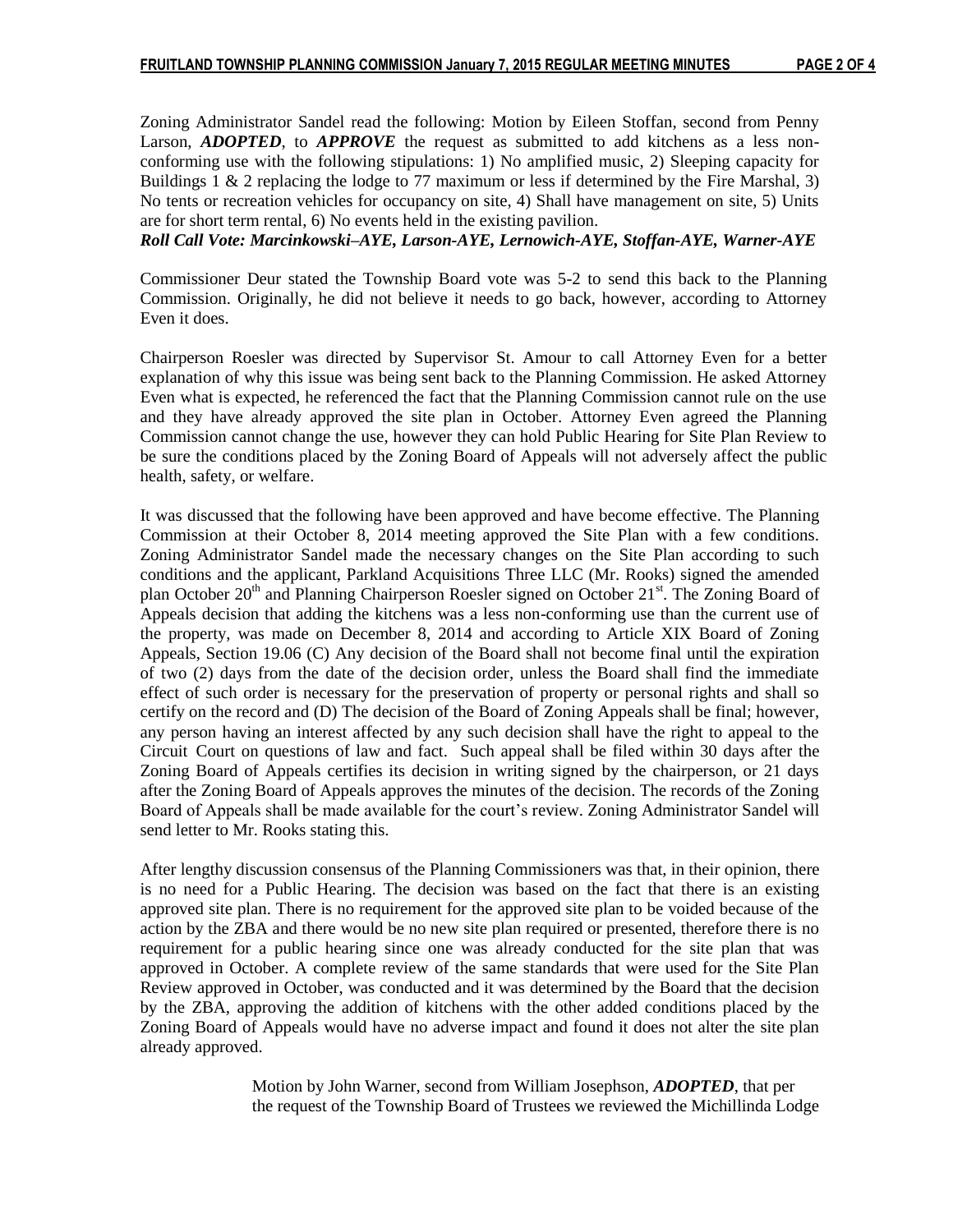Zoning Administrator Sandel read the following: Motion by Eileen Stoffan, second from Penny Larson, ***ADOPTED***, to ***APPROVE*** the request as submitted to add kitchens as a less non-conforming use with the following stipulations: 1) No amplified music, 2) Sleeping capacity for Buildings 1 & 2 replacing the lodge to 77 maximum or less if determined by the Fire Marshal, 3) No tents or recreation vehicles for occupancy on site, 4) Shall have management on site, 5) Units are for short term rental, 6) No events held in the existing pavilion.

***Roll Call Vote: Marcinkowski–AYE, Larson-AYE, Lernowich-AYE, Stoffan-AYE, Warner-AYE***

Commissioner Deur stated the Township Board vote was 5-2 to send this back to the Planning Commission. Originally, he did not believe it needs to go back, however, according to Attorney Even it does.

Chairperson Roesler was directed by Supervisor St. Amour to call Attorney Even for a better explanation of why this issue was being sent back to the Planning Commission. He asked Attorney Even what is expected, he referenced the fact that the Planning Commission cannot rule on the use and they have already approved the site plan in October. Attorney Even agreed the Planning Commission cannot change the use, however they can hold Public Hearing for Site Plan Review to be sure the conditions placed by the Zoning Board of Appeals will not adversely affect the public health, safety, or welfare.

It was discussed that the following have been approved and have become effective. The Planning Commission at their October 8, 2014 meeting approved the Site Plan with a few conditions. Zoning Administrator Sandel made the necessary changes on the Site Plan according to such conditions and the applicant, Parkland Acquisitions Three LLC (Mr. Rooks) signed the amended plan October 20th and Planning Chairperson Roesler signed on October 21st. The Zoning Board of Appeals decision that adding the kitchens was a less non-conforming use than the current use of the property, was made on December 8, 2014 and according to Article XIX Board of Zoning Appeals, Section 19.06 (C) Any decision of the Board shall not become final until the expiration of two (2) days from the date of the decision order, unless the Board shall find the immediate effect of such order is necessary for the preservation of property or personal rights and shall so certify on the record and (D) The decision of the Board of Zoning Appeals shall be final; however, any person having an interest affected by any such decision shall have the right to appeal to the Circuit Court on questions of law and fact. Such appeal shall be filed within 30 days after the Zoning Board of Appeals certifies its decision in writing signed by the chairperson, or 21 days after the Zoning Board of Appeals approves the minutes of the decision. The records of the Zoning Board of Appeals shall be made available for the court's review. Zoning Administrator Sandel will send letter to Mr. Rooks stating this.

After lengthy discussion consensus of the Planning Commissioners was that, in their opinion, there is no need for a Public Hearing. The decision was based on the fact that there is an existing approved site plan. There is no requirement for the approved site plan to be voided because of the action by the ZBA and there would be no new site plan required or presented, therefore there is no requirement for a public hearing since one was already conducted for the site plan that was approved in October. A complete review of the same standards that were used for the Site Plan Review approved in October, was conducted and it was determined by the Board that the decision by the ZBA, approving the addition of kitchens with the other added conditions placed by the Zoning Board of Appeals would have no adverse impact and found it does not alter the site plan already approved.

> Motion by John Warner, second from William Josephson, ***ADOPTED***, that per the request of the Township Board of Trustees we reviewed the Michillinda Lodge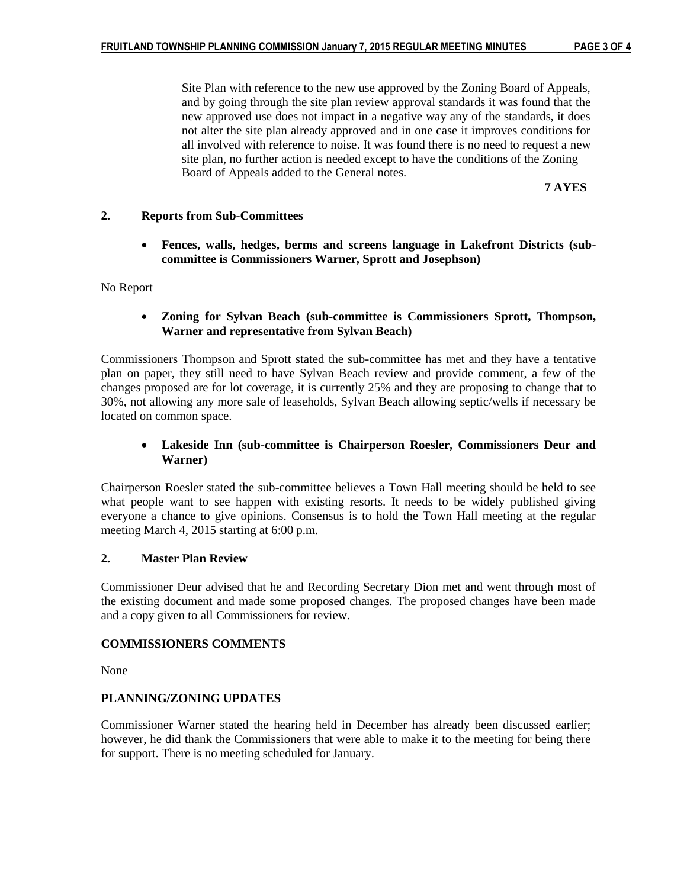Site Plan with reference to the new use approved by the Zoning Board of Appeals, and by going through the site plan review approval standards it was found that the new approved use does not impact in a negative way any of the standards, it does not alter the site plan already approved and in one case it improves conditions for all involved with reference to noise. It was found there is no need to request a new site plan, no further action is needed except to have the conditions of the Zoning Board of Appeals added to the General notes.

**7 AYES**

**2. Reports from Sub-Committees**

- **Fences, walls, hedges, berms and screens language in Lakefront Districts (sub-committee is Commissioners Warner, Sprott and Josephson)**

No Report

- **Zoning for Sylvan Beach (sub-committee is Commissioners Sprott, Thompson, Warner and representative from Sylvan Beach)**

Commissioners Thompson and Sprott stated the sub-committee has met and they have a tentative plan on paper, they still need to have Sylvan Beach review and provide comment, a few of the changes proposed are for lot coverage, it is currently 25% and they are proposing to change that to 30%, not allowing any more sale of leaseholds, Sylvan Beach allowing septic/wells if necessary be located on common space.

- **Lakeside Inn (sub-committee is Chairperson Roesler, Commissioners Deur and Warner)**

Chairperson Roesler stated the sub-committee believes a Town Hall meeting should be held to see what people want to see happen with existing resorts. It needs to be widely published giving everyone a chance to give opinions. Consensus is to hold the Town Hall meeting at the regular meeting March 4, 2015 starting at 6:00 p.m.

**2. Master Plan Review**

Commissioner Deur advised that he and Recording Secretary Dion met and went through most of the existing document and made some proposed changes. The proposed changes have been made and a copy given to all Commissioners for review.

**COMMISSIONERS COMMENTS**

None

**PLANNING/ZONING UPDATES**

Commissioner Warner stated the hearing held in December has already been discussed earlier; however, he did thank the Commissioners that were able to make it to the meeting for being there for support. There is no meeting scheduled for January.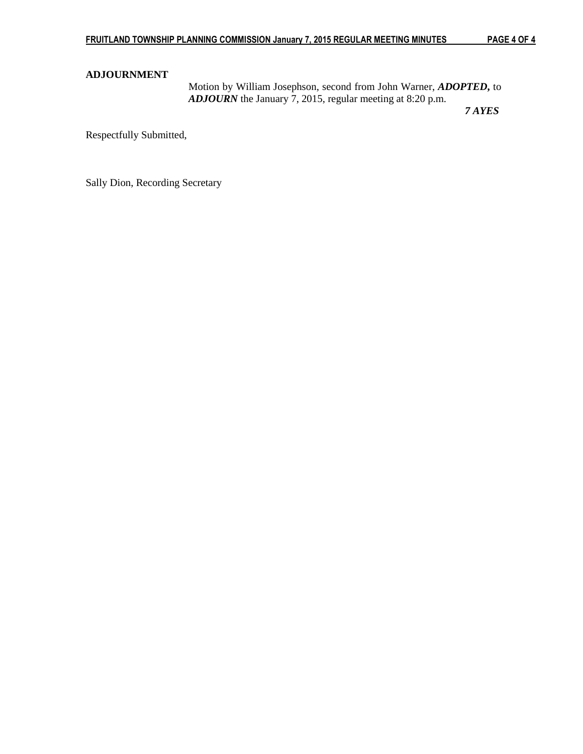**ADJOURNMENT**

Motion by William Josephson, second from John Warner, ***ADOPTED,*** to ***ADJOURN*** the January 7, 2015, regular meeting at 8:20 p.m.

***7 AYES***

Respectfully Submitted,

Sally Dion, Recording Secretary